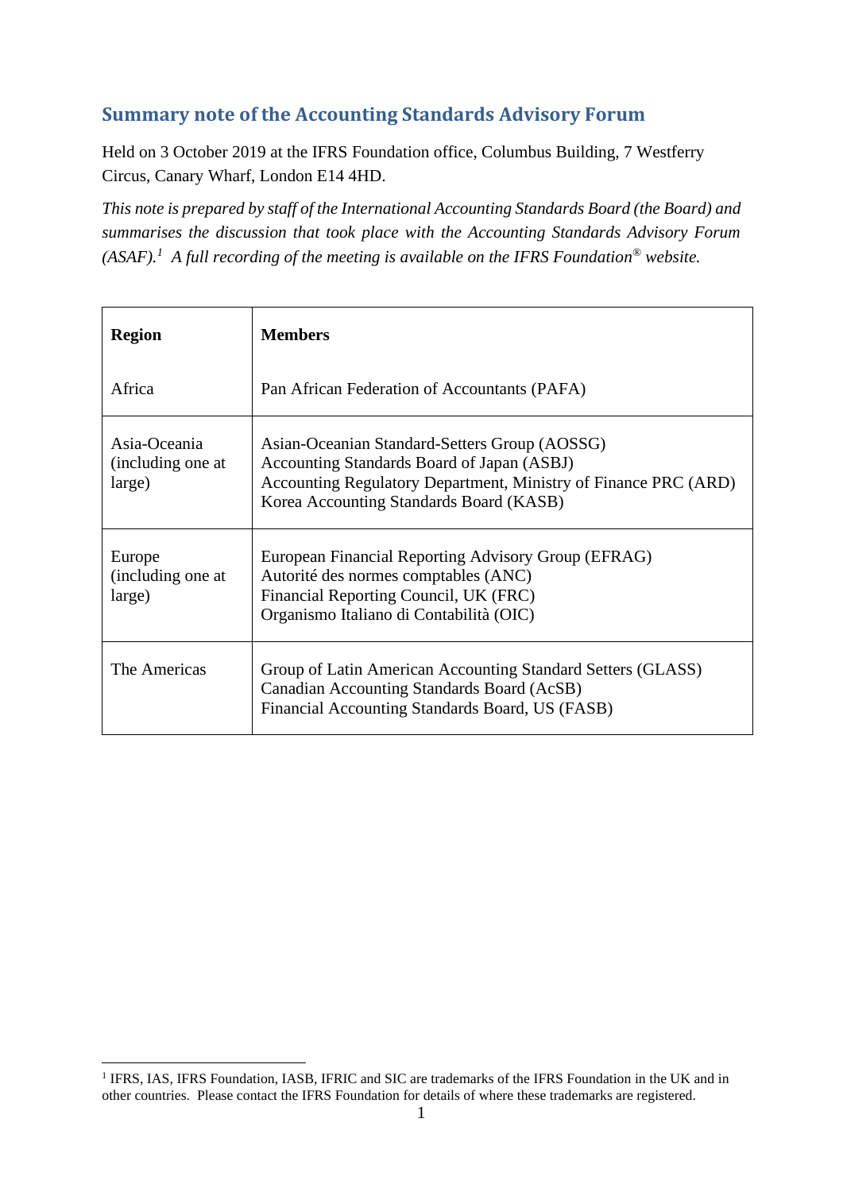## Summary note of the Accounting Standards Advisory Forum

Held on 3 October 2019 at the IFRS Foundation office, Columbus Building, 7 Westferry Circus, Canary Wharf, London E14 4HD.

*This note is prepared by staff of the International Accounting Standards Board (the Board) and summarises the discussion that took place with the Accounting Standards Advisory Forum (ASAF).*[1] *A full recording of the meeting is available on the IFRS Foundation® website.*

| Region | Members |
|---|---|
| Africa | Pan African Federation of Accountants (PAFA) |
| Asia-Oceania (including one at large) | Asian-Oceanian Standard-Setters Group (AOSSG)<br>Accounting Standards Board of Japan (ASBJ)<br>Accounting Regulatory Department, Ministry of Finance PRC (ARD)<br>Korea Accounting Standards Board (KASB) |
| Europe (including one at large) | European Financial Reporting Advisory Group (EFRAG)<br>Autorité des normes comptables (ANC)<br>Financial Reporting Council, UK (FRC)<br>Organismo Italiano di Contabilità (OIC) |
| The Americas | Group of Latin American Accounting Standard Setters (GLASS)<br>Canadian Accounting Standards Board (AcSB)<br>Financial Accounting Standards Board, US (FASB) |

[1] IFRS, IAS, IFRS Foundation, IASB, IFRIC and SIC are trademarks of the IFRS Foundation in the UK and in other countries. Please contact the IFRS Foundation for details of where these trademarks are registered.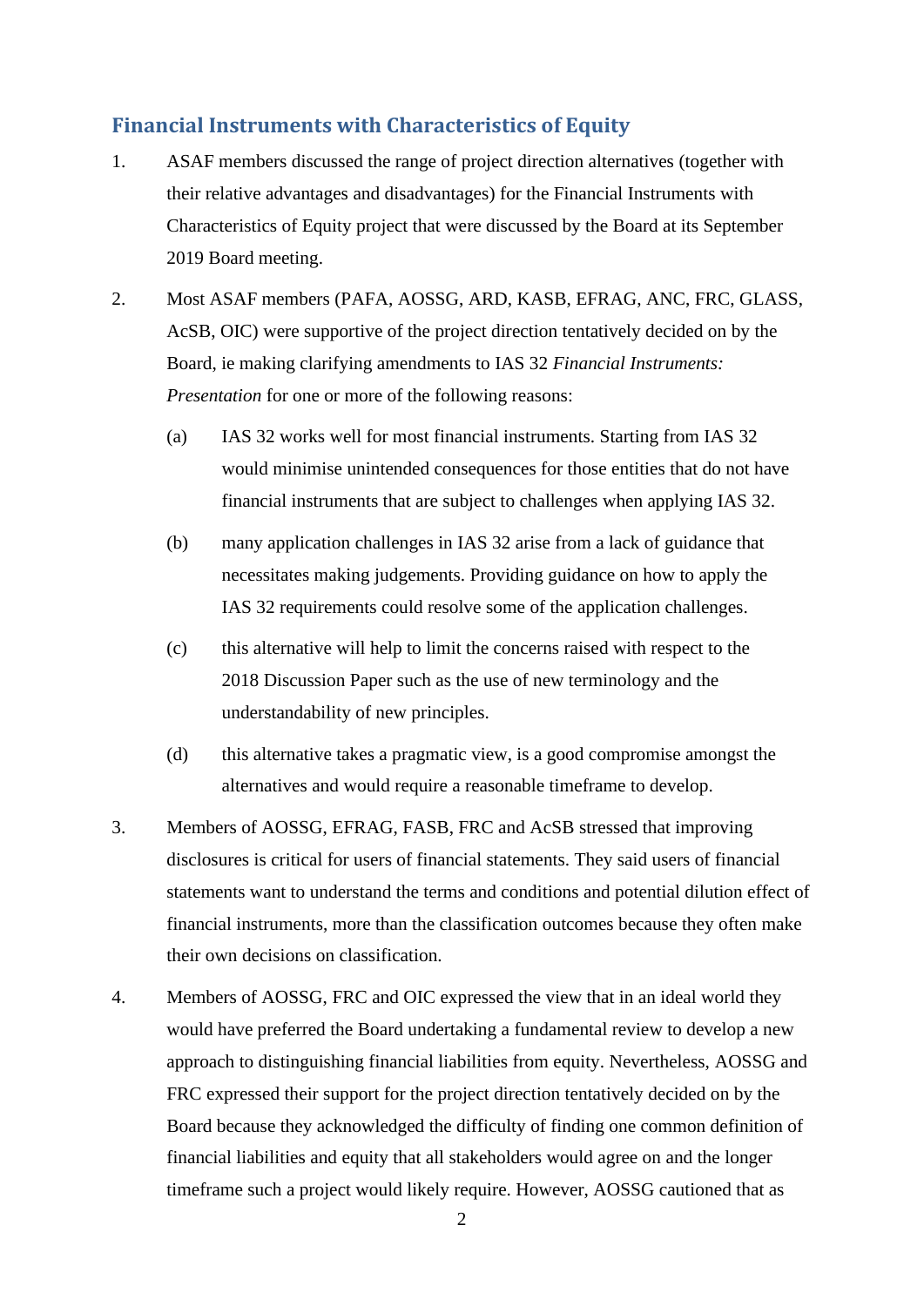## Financial Instruments with Characteristics of Equity

1. ASAF members discussed the range of project direction alternatives (together with their relative advantages and disadvantages) for the Financial Instruments with Characteristics of Equity project that were discussed by the Board at its September 2019 Board meeting.

2. Most ASAF members (PAFA, AOSSG, ARD, KASB, EFRAG, ANC, FRC, GLASS, AcSB, OIC) were supportive of the project direction tentatively decided on by the Board, ie making clarifying amendments to IAS 32 *Financial Instruments: Presentation* for one or more of the following reasons:

   (a) IAS 32 works well for most financial instruments. Starting from IAS 32 would minimise unintended consequences for those entities that do not have financial instruments that are subject to challenges when applying IAS 32.

   (b) many application challenges in IAS 32 arise from a lack of guidance that necessitates making judgements. Providing guidance on how to apply the IAS 32 requirements could resolve some of the application challenges.

   (c) this alternative will help to limit the concerns raised with respect to the 2018 Discussion Paper such as the use of new terminology and the understandability of new principles.

   (d) this alternative takes a pragmatic view, is a good compromise amongst the alternatives and would require a reasonable timeframe to develop.

3. Members of AOSSG, EFRAG, FASB, FRC and AcSB stressed that improving disclosures is critical for users of financial statements. They said users of financial statements want to understand the terms and conditions and potential dilution effect of financial instruments, more than the classification outcomes because they often make their own decisions on classification.

4. Members of AOSSG, FRC and OIC expressed the view that in an ideal world they would have preferred the Board undertaking a fundamental review to develop a new approach to distinguishing financial liabilities from equity. Nevertheless, AOSSG and FRC expressed their support for the project direction tentatively decided on by the Board because they acknowledged the difficulty of finding one common definition of financial liabilities and equity that all stakeholders would agree on and the longer timeframe such a project would likely require. However, AOSSG cautioned that as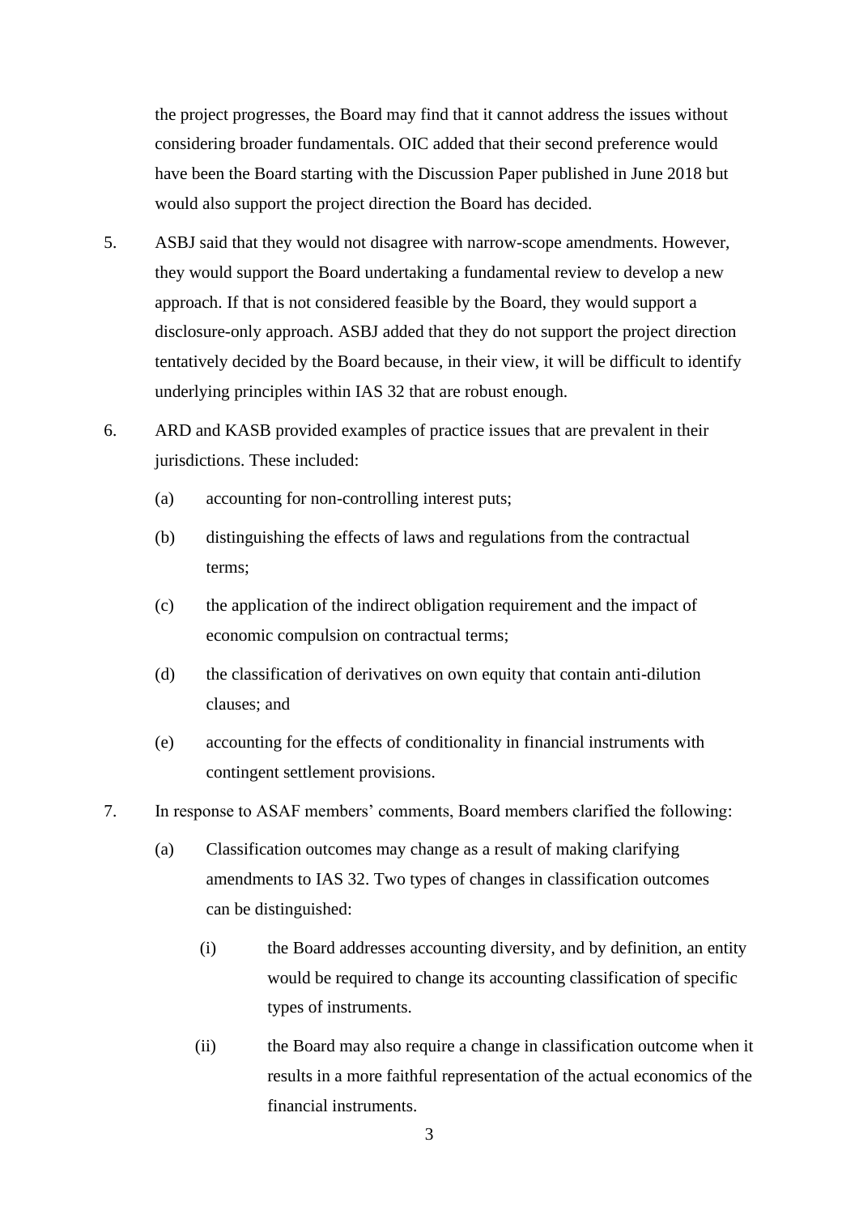the project progresses, the Board may find that it cannot address the issues without considering broader fundamentals. OIC added that their second preference would have been the Board starting with the Discussion Paper published in June 2018 but would also support the project direction the Board has decided.

5. ASBJ said that they would not disagree with narrow-scope amendments. However, they would support the Board undertaking a fundamental review to develop a new approach. If that is not considered feasible by the Board, they would support a disclosure-only approach. ASBJ added that they do not support the project direction tentatively decided by the Board because, in their view, it will be difficult to identify underlying principles within IAS 32 that are robust enough.

6. ARD and KASB provided examples of practice issues that are prevalent in their jurisdictions. These included:

   (a) accounting for non-controlling interest puts;

   (b) distinguishing the effects of laws and regulations from the contractual terms;

   (c) the application of the indirect obligation requirement and the impact of economic compulsion on contractual terms;

   (d) the classification of derivatives on own equity that contain anti-dilution clauses; and

   (e) accounting for the effects of conditionality in financial instruments with contingent settlement provisions.

7. In response to ASAF members' comments, Board members clarified the following:

   (a) Classification outcomes may change as a result of making clarifying amendments to IAS 32. Two types of changes in classification outcomes can be distinguished:

      (i) the Board addresses accounting diversity, and by definition, an entity would be required to change its accounting classification of specific types of instruments.

      (ii) the Board may also require a change in classification outcome when it results in a more faithful representation of the actual economics of the financial instruments.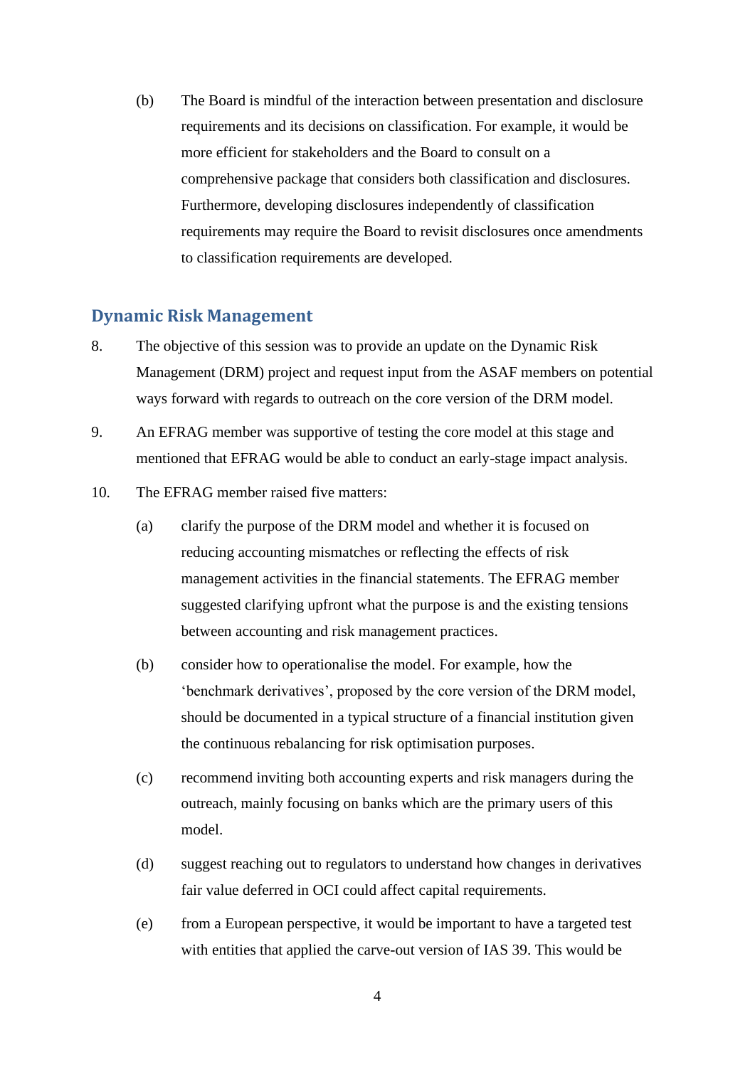(b) The Board is mindful of the interaction between presentation and disclosure requirements and its decisions on classification. For example, it would be more efficient for stakeholders and the Board to consult on a comprehensive package that considers both classification and disclosures. Furthermore, developing disclosures independently of classification requirements may require the Board to revisit disclosures once amendments to classification requirements are developed.

## Dynamic Risk Management

8. The objective of this session was to provide an update on the Dynamic Risk Management (DRM) project and request input from the ASAF members on potential ways forward with regards to outreach on the core version of the DRM model.

9. An EFRAG member was supportive of testing the core model at this stage and mentioned that EFRAG would be able to conduct an early-stage impact analysis.

10. The EFRAG member raised five matters:

    (a) clarify the purpose of the DRM model and whether it is focused on reducing accounting mismatches or reflecting the effects of risk management activities in the financial statements. The EFRAG member suggested clarifying upfront what the purpose is and the existing tensions between accounting and risk management practices.

    (b) consider how to operationalise the model. For example, how the 'benchmark derivatives', proposed by the core version of the DRM model, should be documented in a typical structure of a financial institution given the continuous rebalancing for risk optimisation purposes.

    (c) recommend inviting both accounting experts and risk managers during the outreach, mainly focusing on banks which are the primary users of this model.

    (d) suggest reaching out to regulators to understand how changes in derivatives fair value deferred in OCI could affect capital requirements.

    (e) from a European perspective, it would be important to have a targeted test with entities that applied the carve-out version of IAS 39. This would be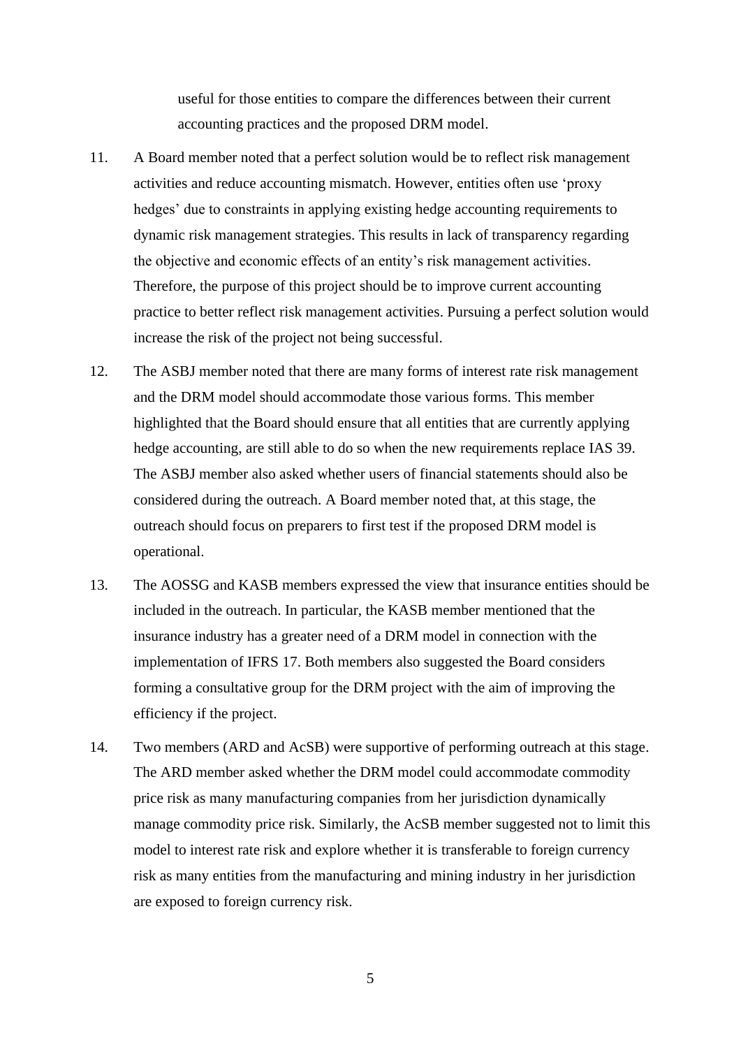useful for those entities to compare the differences between their current accounting practices and the proposed DRM model.

11. A Board member noted that a perfect solution would be to reflect risk management activities and reduce accounting mismatch. However, entities often use 'proxy hedges' due to constraints in applying existing hedge accounting requirements to dynamic risk management strategies. This results in lack of transparency regarding the objective and economic effects of an entity's risk management activities. Therefore, the purpose of this project should be to improve current accounting practice to better reflect risk management activities. Pursuing a perfect solution would increase the risk of the project not being successful.

12. The ASBJ member noted that there are many forms of interest rate risk management and the DRM model should accommodate those various forms. This member highlighted that the Board should ensure that all entities that are currently applying hedge accounting, are still able to do so when the new requirements replace IAS 39. The ASBJ member also asked whether users of financial statements should also be considered during the outreach. A Board member noted that, at this stage, the outreach should focus on preparers to first test if the proposed DRM model is operational.

13. The AOSSG and KASB members expressed the view that insurance entities should be included in the outreach. In particular, the KASB member mentioned that the insurance industry has a greater need of a DRM model in connection with the implementation of IFRS 17. Both members also suggested the Board considers forming a consultative group for the DRM project with the aim of improving the efficiency if the project.

14. Two members (ARD and AcSB) were supportive of performing outreach at this stage. The ARD member asked whether the DRM model could accommodate commodity price risk as many manufacturing companies from her jurisdiction dynamically manage commodity price risk. Similarly, the AcSB member suggested not to limit this model to interest rate risk and explore whether it is transferable to foreign currency risk as many entities from the manufacturing and mining industry in her jurisdiction are exposed to foreign currency risk.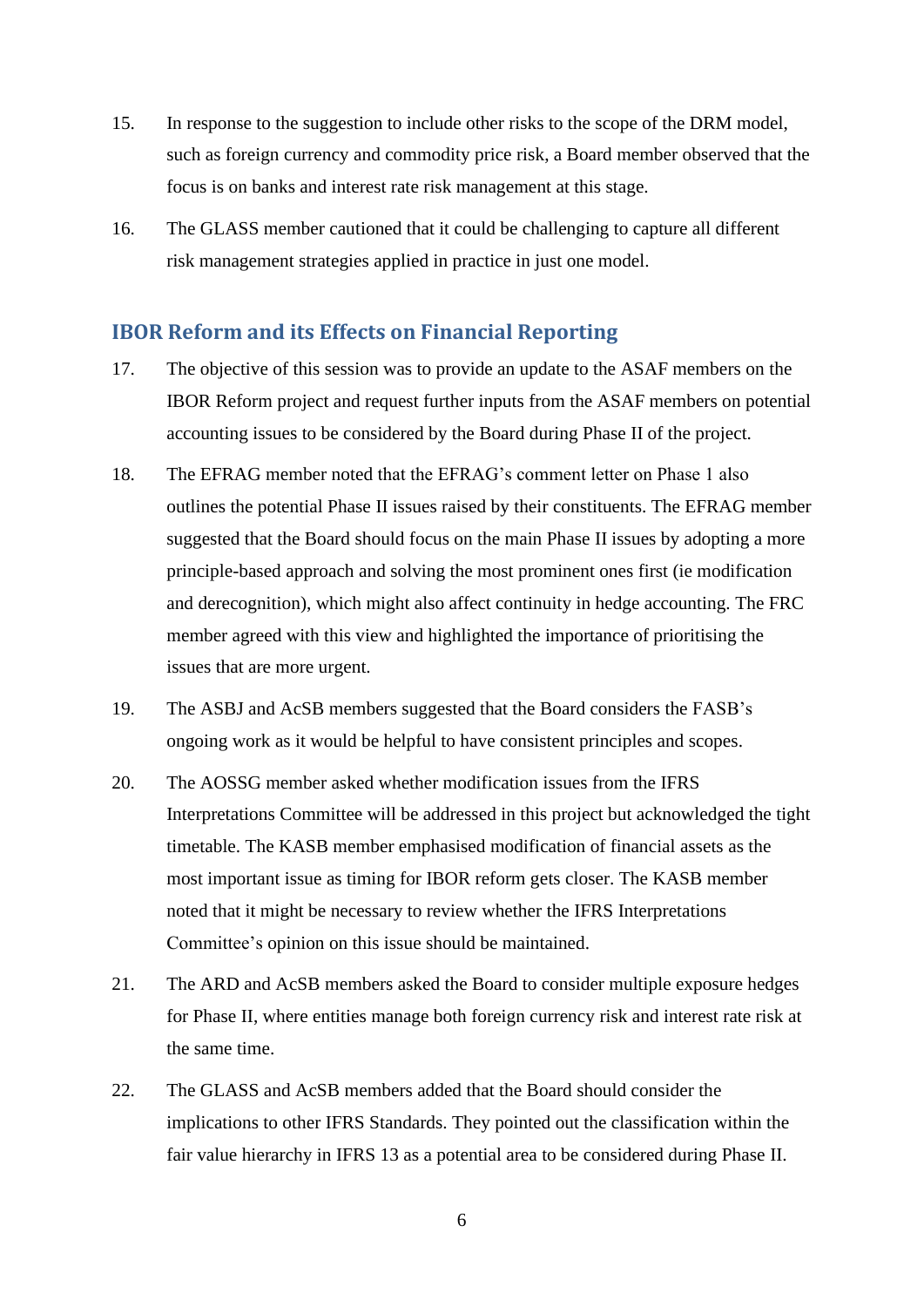15. In response to the suggestion to include other risks to the scope of the DRM model, such as foreign currency and commodity price risk, a Board member observed that the focus is on banks and interest rate risk management at this stage.

16. The GLASS member cautioned that it could be challenging to capture all different risk management strategies applied in practice in just one model.

## IBOR Reform and its Effects on Financial Reporting

17. The objective of this session was to provide an update to the ASAF members on the IBOR Reform project and request further inputs from the ASAF members on potential accounting issues to be considered by the Board during Phase II of the project.

18. The EFRAG member noted that the EFRAG's comment letter on Phase 1 also outlines the potential Phase II issues raised by their constituents. The EFRAG member suggested that the Board should focus on the main Phase II issues by adopting a more principle-based approach and solving the most prominent ones first (ie modification and derecognition), which might also affect continuity in hedge accounting. The FRC member agreed with this view and highlighted the importance of prioritising the issues that are more urgent.

19. The ASBJ and AcSB members suggested that the Board considers the FASB's ongoing work as it would be helpful to have consistent principles and scopes.

20. The AOSSG member asked whether modification issues from the IFRS Interpretations Committee will be addressed in this project but acknowledged the tight timetable. The KASB member emphasised modification of financial assets as the most important issue as timing for IBOR reform gets closer. The KASB member noted that it might be necessary to review whether the IFRS Interpretations Committee's opinion on this issue should be maintained.

21. The ARD and AcSB members asked the Board to consider multiple exposure hedges for Phase II, where entities manage both foreign currency risk and interest rate risk at the same time.

22. The GLASS and AcSB members added that the Board should consider the implications to other IFRS Standards. They pointed out the classification within the fair value hierarchy in IFRS 13 as a potential area to be considered during Phase II.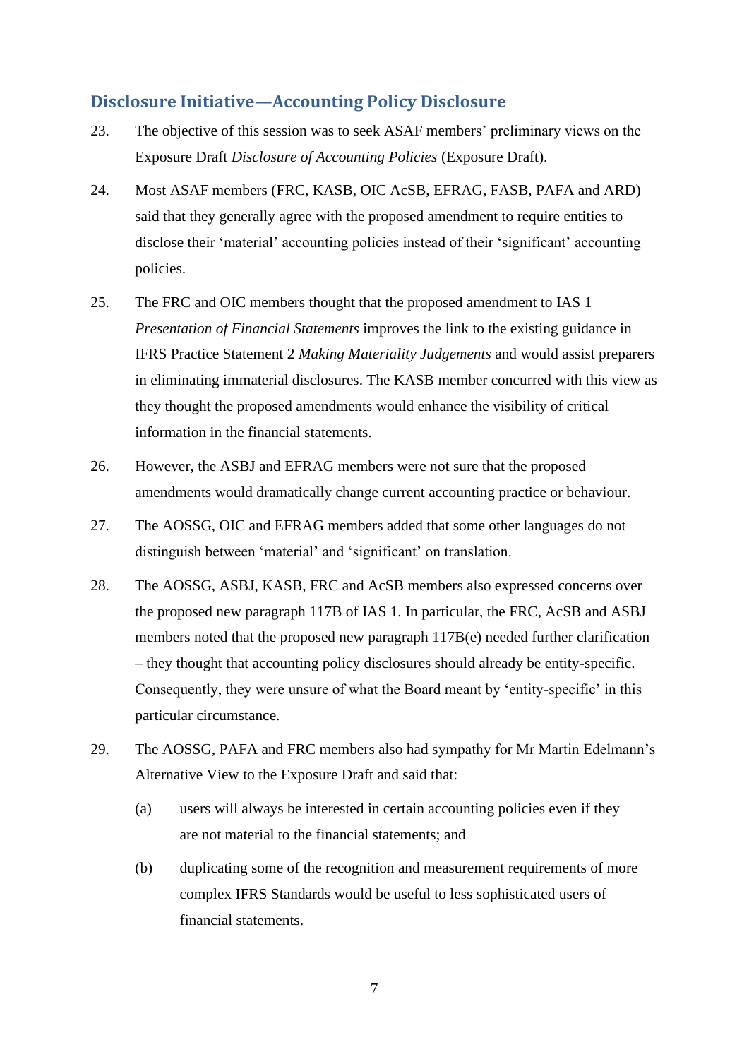## Disclosure Initiative—Accounting Policy Disclosure

23. The objective of this session was to seek ASAF members' preliminary views on the Exposure Draft *Disclosure of Accounting Policies* (Exposure Draft).

24. Most ASAF members (FRC, KASB, OIC AcSB, EFRAG, FASB, PAFA and ARD) said that they generally agree with the proposed amendment to require entities to disclose their 'material' accounting policies instead of their 'significant' accounting policies.

25. The FRC and OIC members thought that the proposed amendment to IAS 1 *Presentation of Financial Statements* improves the link to the existing guidance in IFRS Practice Statement 2 *Making Materiality Judgements* and would assist preparers in eliminating immaterial disclosures. The KASB member concurred with this view as they thought the proposed amendments would enhance the visibility of critical information in the financial statements.

26. However, the ASBJ and EFRAG members were not sure that the proposed amendments would dramatically change current accounting practice or behaviour.

27. The AOSSG, OIC and EFRAG members added that some other languages do not distinguish between 'material' and 'significant' on translation.

28. The AOSSG, ASBJ, KASB, FRC and AcSB members also expressed concerns over the proposed new paragraph 117B of IAS 1. In particular, the FRC, AcSB and ASBJ members noted that the proposed new paragraph 117B(e) needed further clarification – they thought that accounting policy disclosures should already be entity-specific. Consequently, they were unsure of what the Board meant by 'entity-specific' in this particular circumstance.

29. The AOSSG, PAFA and FRC members also had sympathy for Mr Martin Edelmann's Alternative View to the Exposure Draft and said that:

    (a) users will always be interested in certain accounting policies even if they are not material to the financial statements; and

    (b) duplicating some of the recognition and measurement requirements of more complex IFRS Standards would be useful to less sophisticated users of financial statements.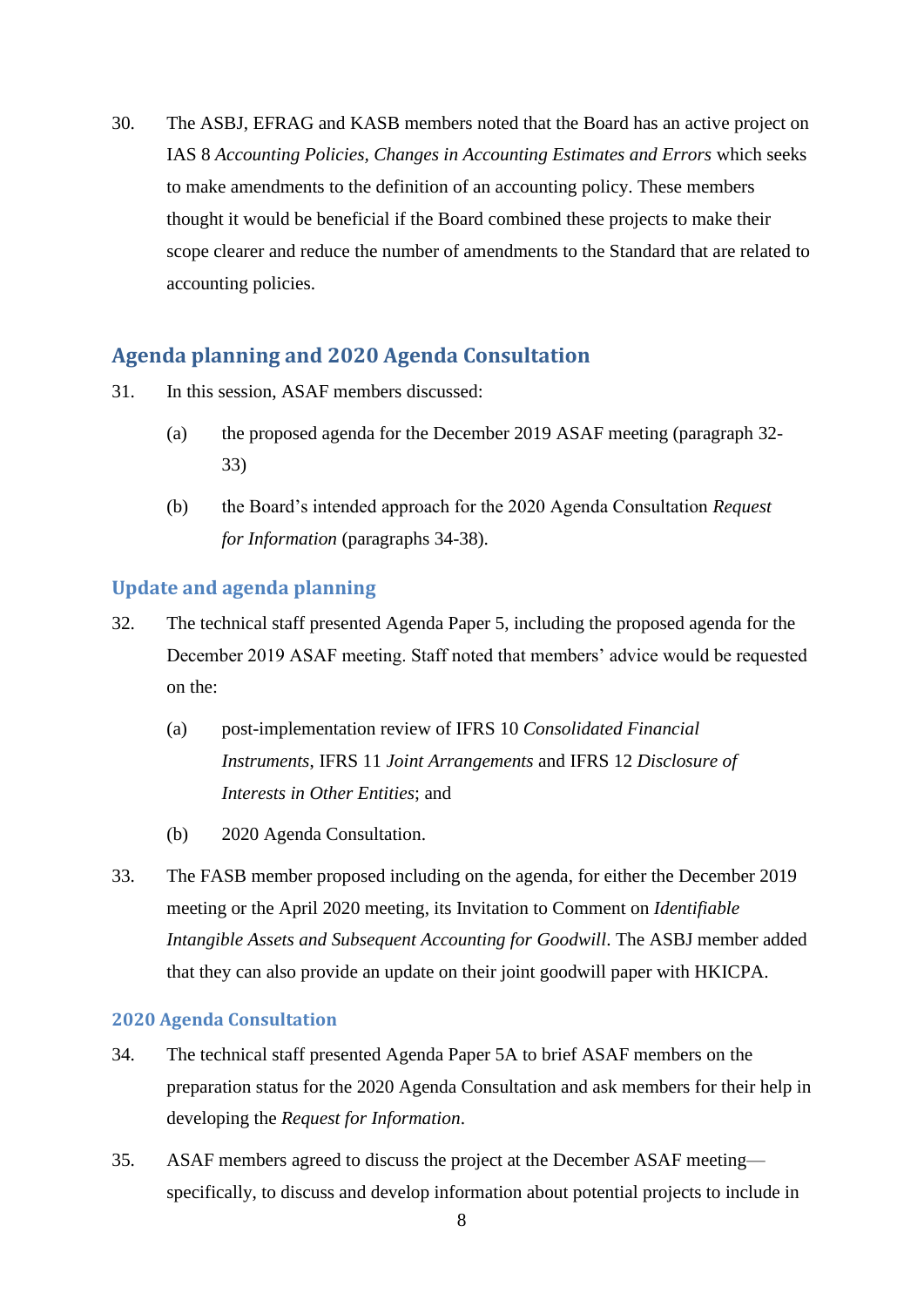30. The ASBJ, EFRAG and KASB members noted that the Board has an active project on IAS 8 *Accounting Policies, Changes in Accounting Estimates and Errors* which seeks to make amendments to the definition of an accounting policy. These members thought it would be beneficial if the Board combined these projects to make their scope clearer and reduce the number of amendments to the Standard that are related to accounting policies.

## Agenda planning and 2020 Agenda Consultation

31. In this session, ASAF members discussed:

    (a) the proposed agenda for the December 2019 ASAF meeting (paragraph 32-33)

    (b) the Board's intended approach for the 2020 Agenda Consultation *Request for Information* (paragraphs 34-38).

### Update and agenda planning

32. The technical staff presented Agenda Paper 5, including the proposed agenda for the December 2019 ASAF meeting. Staff noted that members' advice would be requested on the:

    (a) post-implementation review of IFRS 10 *Consolidated Financial Instruments*, IFRS 11 *Joint Arrangements* and IFRS 12 *Disclosure of Interests in Other Entities*; and

    (b) 2020 Agenda Consultation.

33. The FASB member proposed including on the agenda, for either the December 2019 meeting or the April 2020 meeting, its Invitation to Comment on *Identifiable Intangible Assets and Subsequent Accounting for Goodwill*. The ASBJ member added that they can also provide an update on their joint goodwill paper with HKICPA.

### 2020 Agenda Consultation

34. The technical staff presented Agenda Paper 5A to brief ASAF members on the preparation status for the 2020 Agenda Consultation and ask members for their help in developing the *Request for Information*.

35. ASAF members agreed to discuss the project at the December ASAF meeting—specifically, to discuss and develop information about potential projects to include in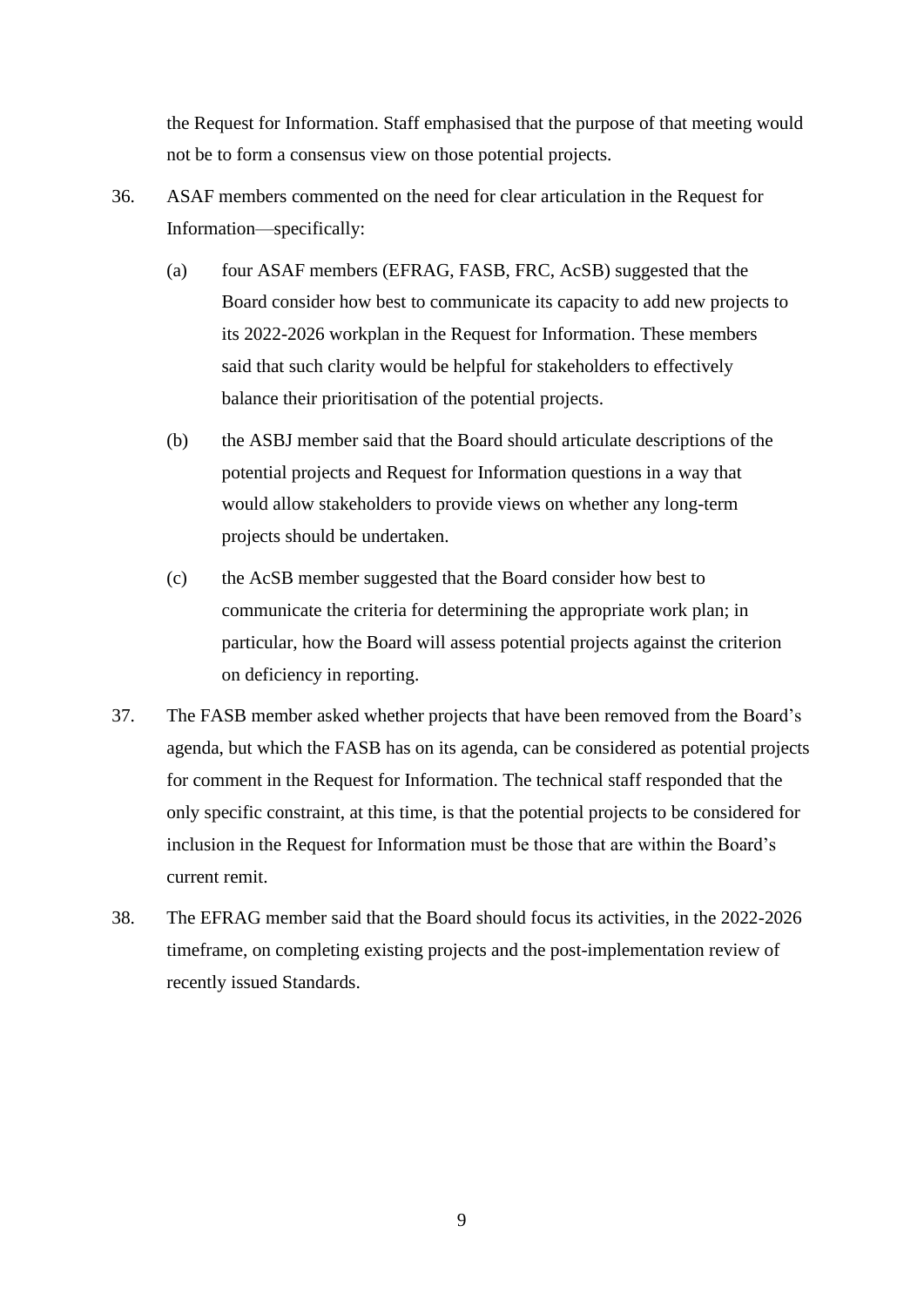the Request for Information. Staff emphasised that the purpose of that meeting would not be to form a consensus view on those potential projects.

36. ASAF members commented on the need for clear articulation in the Request for Information—specifically:

    (a) four ASAF members (EFRAG, FASB, FRC, AcSB) suggested that the Board consider how best to communicate its capacity to add new projects to its 2022-2026 workplan in the Request for Information. These members said that such clarity would be helpful for stakeholders to effectively balance their prioritisation of the potential projects.

    (b) the ASBJ member said that the Board should articulate descriptions of the potential projects and Request for Information questions in a way that would allow stakeholders to provide views on whether any long-term projects should be undertaken.

    (c) the AcSB member suggested that the Board consider how best to communicate the criteria for determining the appropriate work plan; in particular, how the Board will assess potential projects against the criterion on deficiency in reporting.

37. The FASB member asked whether projects that have been removed from the Board's agenda, but which the FASB has on its agenda, can be considered as potential projects for comment in the Request for Information. The technical staff responded that the only specific constraint, at this time, is that the potential projects to be considered for inclusion in the Request for Information must be those that are within the Board's current remit.

38. The EFRAG member said that the Board should focus its activities, in the 2022-2026 timeframe, on completing existing projects and the post-implementation review of recently issued Standards.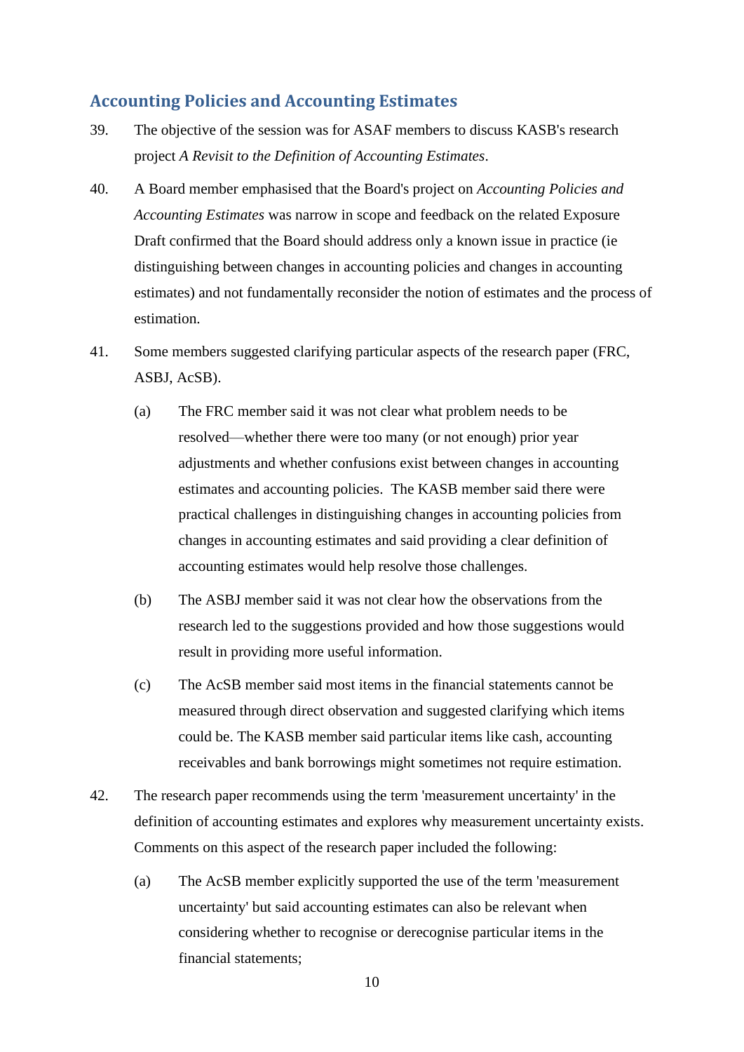## Accounting Policies and Accounting Estimates

39. The objective of the session was for ASAF members to discuss KASB's research project *A Revisit to the Definition of Accounting Estimates*.

40. A Board member emphasised that the Board's project on *Accounting Policies and Accounting Estimates* was narrow in scope and feedback on the related Exposure Draft confirmed that the Board should address only a known issue in practice (ie distinguishing between changes in accounting policies and changes in accounting estimates) and not fundamentally reconsider the notion of estimates and the process of estimation.

41. Some members suggested clarifying particular aspects of the research paper (FRC, ASBJ, AcSB).

    (a) The FRC member said it was not clear what problem needs to be resolved—whether there were too many (or not enough) prior year adjustments and whether confusions exist between changes in accounting estimates and accounting policies. The KASB member said there were practical challenges in distinguishing changes in accounting policies from changes in accounting estimates and said providing a clear definition of accounting estimates would help resolve those challenges.

    (b) The ASBJ member said it was not clear how the observations from the research led to the suggestions provided and how those suggestions would result in providing more useful information.

    (c) The AcSB member said most items in the financial statements cannot be measured through direct observation and suggested clarifying which items could be. The KASB member said particular items like cash, accounting receivables and bank borrowings might sometimes not require estimation.

42. The research paper recommends using the term 'measurement uncertainty' in the definition of accounting estimates and explores why measurement uncertainty exists. Comments on this aspect of the research paper included the following:

    (a) The AcSB member explicitly supported the use of the term 'measurement uncertainty' but said accounting estimates can also be relevant when considering whether to recognise or derecognise particular items in the financial statements;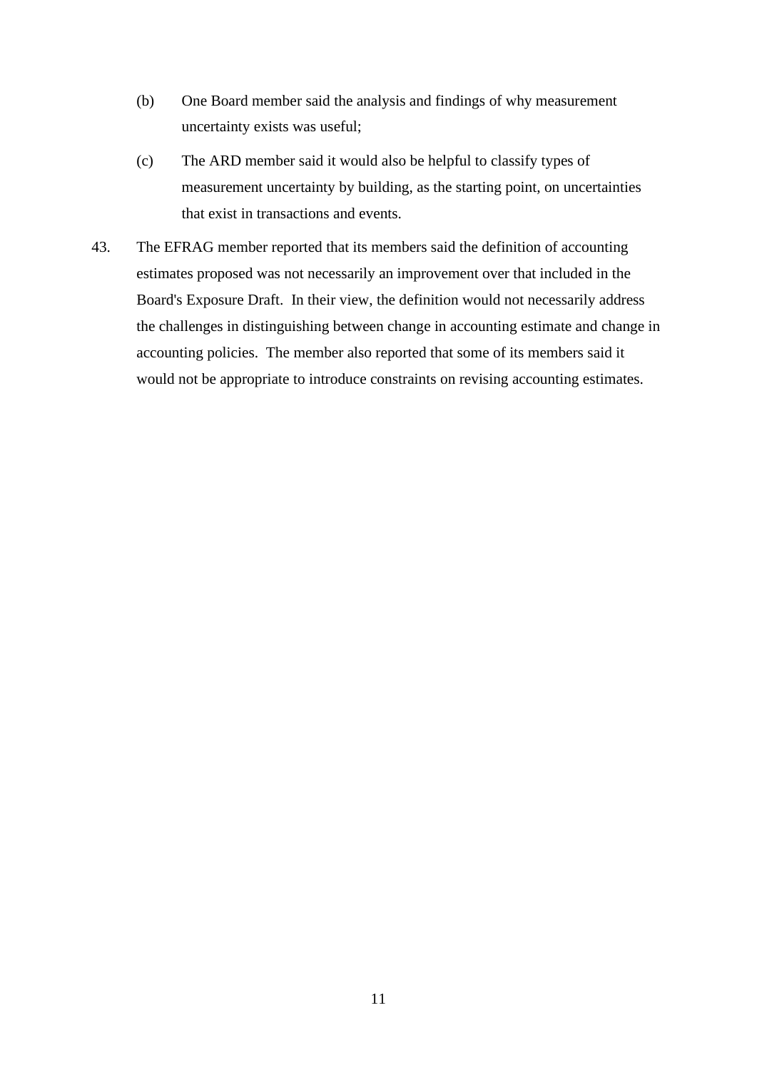(b) One Board member said the analysis and findings of why measurement uncertainty exists was useful;

(c) The ARD member said it would also be helpful to classify types of measurement uncertainty by building, as the starting point, on uncertainties that exist in transactions and events.

43. The EFRAG member reported that its members said the definition of accounting estimates proposed was not necessarily an improvement over that included in the Board's Exposure Draft. In their view, the definition would not necessarily address the challenges in distinguishing between change in accounting estimate and change in accounting policies. The member also reported that some of its members said it would not be appropriate to introduce constraints on revising accounting estimates.